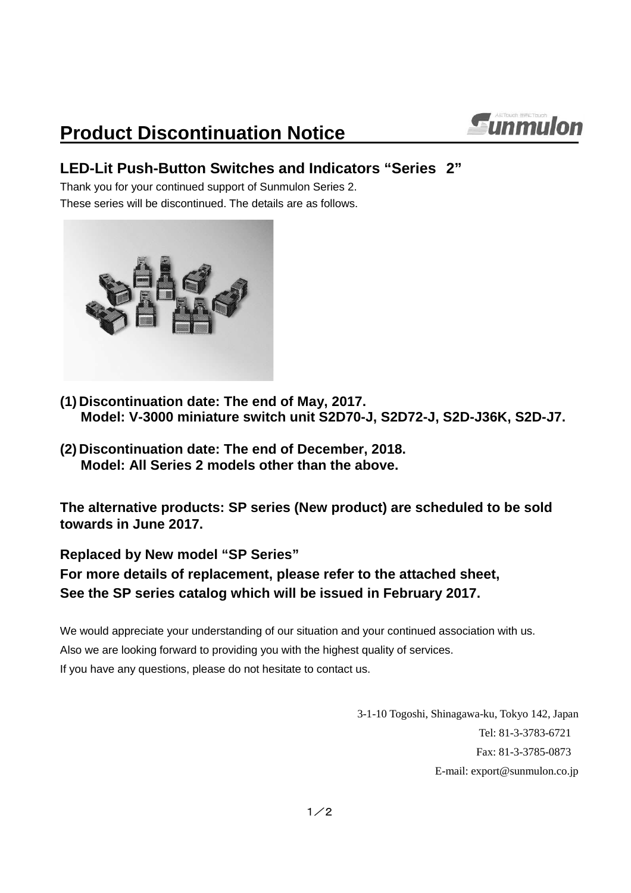# Product Discontinuation Notice

## LED-Lit Push-Button Switches and Indicators “Series 2”

Thank you for your continued support of Sunmulon Series 2.
These series will be discontinued. The details are as follows.

**(1) Discontinuation date: The end of May, 2017.**
**Model: V-3000 miniature switch unit S2D70-J, S2D72-J, S2D-J36K, S2D-J7.**

**(2) Discontinuation date: The end of December, 2018.**
**Model: All Series 2 models other than the above.**

**The alternative products: SP series (New product) are scheduled to be sold towards in June 2017.**

**Replaced by New model “SP Series”**
**For more details of replacement, please refer to the attached sheet,**
**See the SP series catalog which will be issued in February 2017.**

We would appreciate your understanding of our situation and your continued association with us.
Also we are looking forward to providing you with the highest quality of services.
If you have any questions, please do not hesitate to contact us.

3-1-10 Togoshi, Shinagawa-ku, Tokyo 142, Japan
Tel: 81-3-3783-6721
Fax: 81-3-3785-0873
E-mail: export@sunmulon.co.jp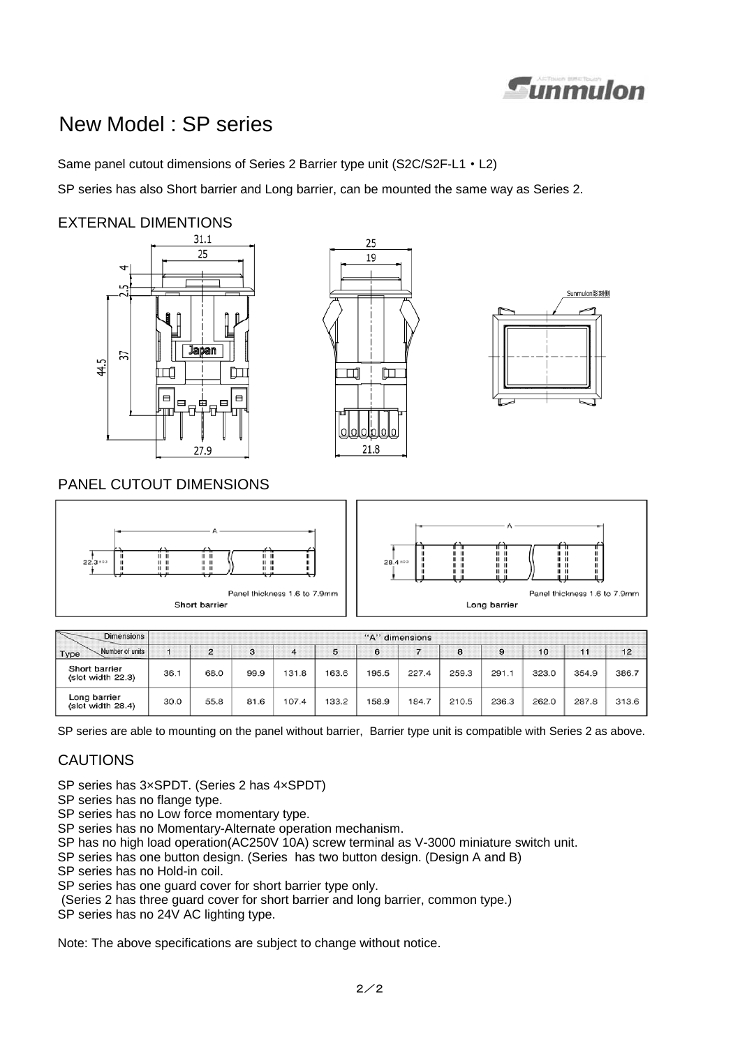# New Model : SP series

Same panel cutout dimensions of Series 2 Barrier type unit (S2C/S2F-L1・L2)

SP series has also Short barrier and Long barrier, can be mounted the same way as Series 2.

## EXTERNAL DIMENTIONS

31.1
25
4
2.5
37
44.5
Japan
27.9

25
19
21.8

Sunmulon形刻側

## PANEL CUTOUT DIMENSIONS

A
22.3
Panel thickness 1.6 to 7.9mm
Short barrier

A
28.4
Panel thickness 1.6 to 7.9mm
Long barrier

| Dimensions / Type \ Number of units | "A" dimensions | | | | | | | | | | | |
|---|---|---|---|---|---|---|---|---|---|---|---|---|
| | 1 | 2 | 3 | 4 | 5 | 6 | 7 | 8 | 9 | 10 | 11 | 12 |
| Short barrier (slot width 22.3) | 36.1 | 68.0 | 99.9 | 131.8 | 163.6 | 195.5 | 227.4 | 259.3 | 291.1 | 323.0 | 354.9 | 386.7 |
| Long barrier (slot width 28.4) | 30.0 | 55.8 | 81.6 | 107.4 | 133.2 | 158.9 | 184.7 | 210.5 | 236.3 | 262.0 | 287.8 | 313.6 |

SP series are able to mounting on the panel without barrier, Barrier type unit is compatible with Series 2 as above.

## CAUTIONS

SP series has 3×SPDT. (Series 2 has 4×SPDT)
SP series has no flange type.
SP series has no Low force momentary type.
SP series has no Momentary-Alternate operation mechanism.
SP has no high load operation(AC250V 10A) screw terminal as V-3000 miniature switch unit.
SP series has one button design. (Series has two button design. (Design A and B)
SP series has no Hold-in coil.
SP series has one guard cover for short barrier type only.
(Series 2 has three guard cover for short barrier and long barrier, common type.)
SP series has no 24V AC lighting type.

Note: The above specifications are subject to change without notice.